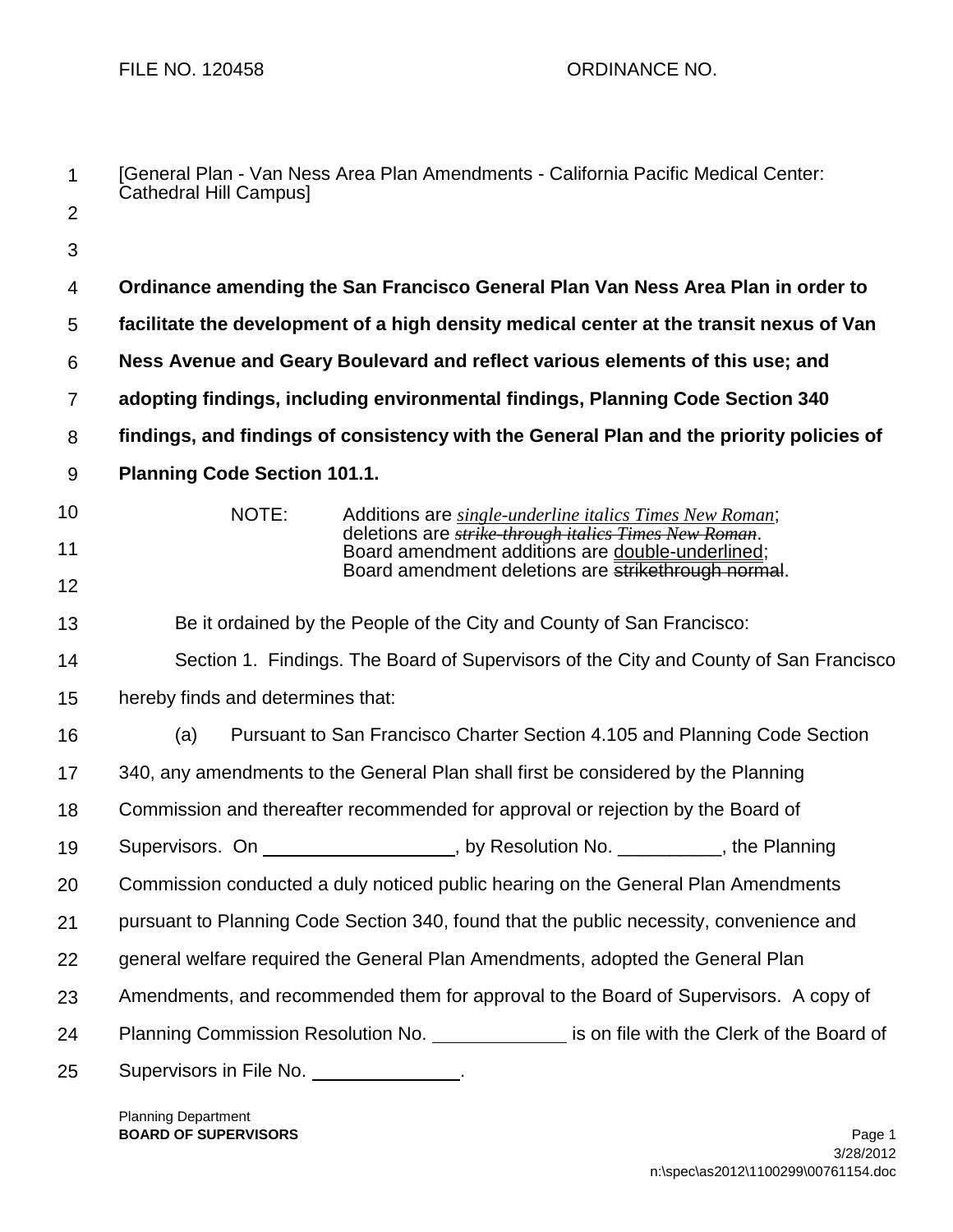FILE NO. 120458 ORDINANCE NO.

[General Plan - Van Ness Area Plan Amendments - California Pacific Medical Center: Cathedral Hill Campus]

**Ordinance amending the San Francisco General Plan Van Ness Area Plan in order to facilitate the development of a high density medical center at the transit nexus of Van Ness Avenue and Geary Boulevard and reflect various elements of this use; and adopting findings, including environmental findings, Planning Code Section 340 findings, and findings of consistency with the General Plan and the priority policies of Planning Code Section 101.1.**

NOTE: Additions are *single-underline italics Times New Roman*; deletions are ~~*strike-through italics Times New Roman*~~. Board amendment additions are double-underlined; Board amendment deletions are ~~strikethrough normal~~.

Be it ordained by the People of the City and County of San Francisco:

Section 1. Findings. The Board of Supervisors of the City and County of San Francisco hereby finds and determines that:

(a) Pursuant to San Francisco Charter Section 4.105 and Planning Code Section 340, any amendments to the General Plan shall first be considered by the Planning Commission and thereafter recommended for approval or rejection by the Board of Supervisors. On ________________, by Resolution No. __________, the Planning Commission conducted a duly noticed public hearing on the General Plan Amendments pursuant to Planning Code Section 340, found that the public necessity, convenience and general welfare required the General Plan Amendments, adopted the General Plan Amendments, and recommended them for approval to the Board of Supervisors. A copy of Planning Commission Resolution No. ____________ is on file with the Clerk of the Board of Supervisors in File No. ______________.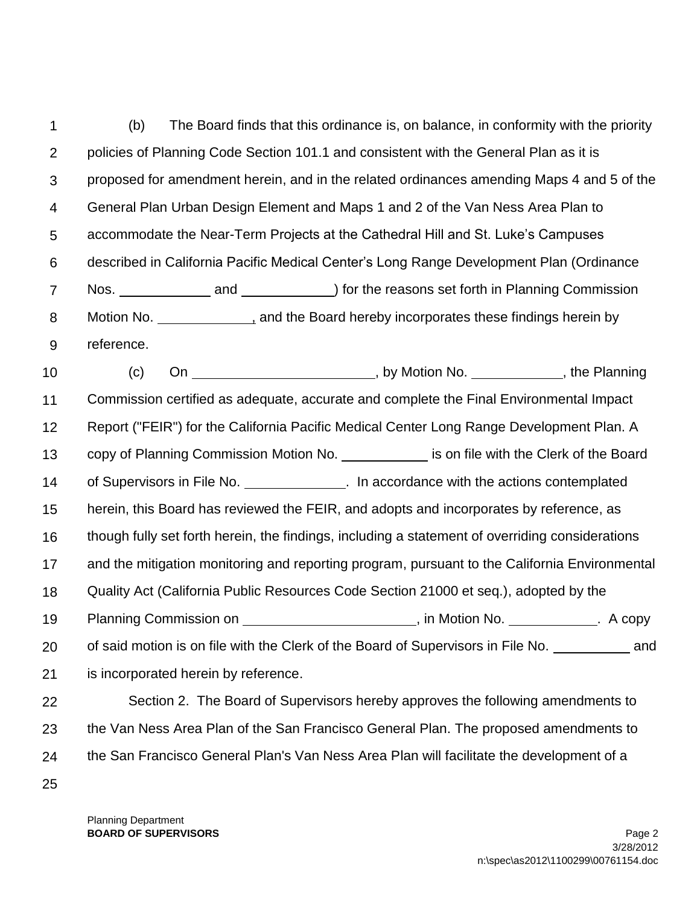(b) The Board finds that this ordinance is, on balance, in conformity with the priority policies of Planning Code Section 101.1 and consistent with the General Plan as it is proposed for amendment herein, and in the related ordinances amending Maps 4 and 5 of the General Plan Urban Design Element and Maps 1 and 2 of the Van Ness Area Plan to accommodate the Near-Term Projects at the Cathedral Hill and St. Luke's Campuses described in California Pacific Medical Center's Long Range Development Plan (Ordinance Nos. ____________ and ____________) for the reasons set forth in Planning Commission Motion No. ____________, and the Board hereby incorporates these findings herein by reference.

(c) On ________________________, by Motion No. ____________, the Planning Commission certified as adequate, accurate and complete the Final Environmental Impact Report ("FEIR") for the California Pacific Medical Center Long Range Development Plan. A copy of Planning Commission Motion No. ___________ is on file with the Clerk of the Board of Supervisors in File No. _____________. In accordance with the actions contemplated herein, this Board has reviewed the FEIR, and adopts and incorporates by reference, as though fully set forth herein, the findings, including a statement of overriding considerations and the mitigation monitoring and reporting program, pursuant to the California Environmental Quality Act (California Public Resources Code Section 21000 et seq.), adopted by the Planning Commission on _______________________, in Motion No. ____________. A copy of said motion is on file with the Clerk of the Board of Supervisors in File No. __________ and is incorporated herein by reference.

Section 2. The Board of Supervisors hereby approves the following amendments to the Van Ness Area Plan of the San Francisco General Plan. The proposed amendments to the San Francisco General Plan's Van Ness Area Plan will facilitate the development of a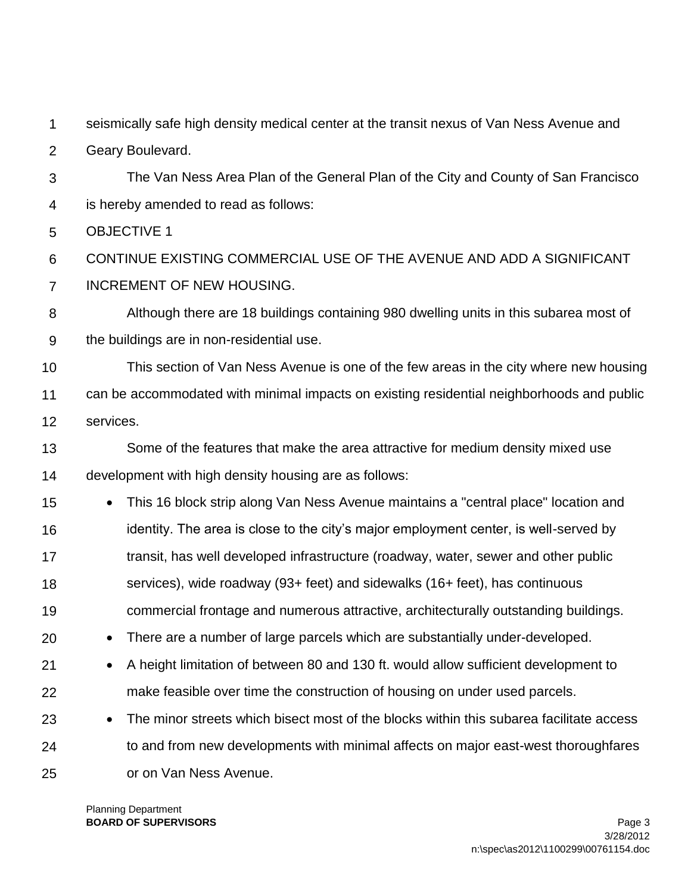seismically safe high density medical center at the transit nexus of Van Ness Avenue and Geary Boulevard.

The Van Ness Area Plan of the General Plan of the City and County of San Francisco is hereby amended to read as follows:

OBJECTIVE 1

CONTINUE EXISTING COMMERCIAL USE OF THE AVENUE AND ADD A SIGNIFICANT INCREMENT OF NEW HOUSING.

Although there are 18 buildings containing 980 dwelling units in this subarea most of the buildings are in non-residential use.

This section of Van Ness Avenue is one of the few areas in the city where new housing can be accommodated with minimal impacts on existing residential neighborhoods and public services.

Some of the features that make the area attractive for medium density mixed use development with high density housing are as follows:

- This 16 block strip along Van Ness Avenue maintains a "central place" location and identity. The area is close to the city's major employment center, is well-served by transit, has well developed infrastructure (roadway, water, sewer and other public services), wide roadway (93+ feet) and sidewalks (16+ feet), has continuous commercial frontage and numerous attractive, architecturally outstanding buildings.
- There are a number of large parcels which are substantially under-developed.
- A height limitation of between 80 and 130 ft. would allow sufficient development to make feasible over time the construction of housing on under used parcels.
- The minor streets which bisect most of the blocks within this subarea facilitate access to and from new developments with minimal affects on major east-west thoroughfares or on Van Ness Avenue.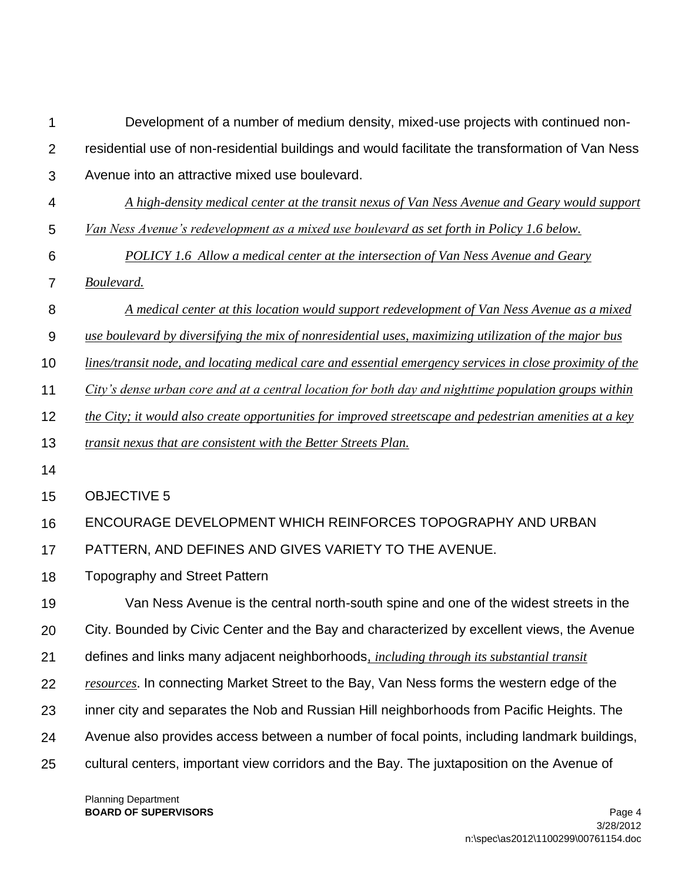Development of a number of medium density, mixed-use projects with continued non-residential use of non-residential buildings and would facilitate the transformation of Van Ness Avenue into an attractive mixed use boulevard.

*A high-density medical center at the transit nexus of Van Ness Avenue and Geary would support Van Ness Avenue's redevelopment as a mixed use boulevard as set forth in Policy 1.6 below.*

*POLICY 1.6 Allow a medical center at the intersection of Van Ness Avenue and Geary Boulevard.*

*A medical center at this location would support redevelopment of Van Ness Avenue as a mixed use boulevard by diversifying the mix of nonresidential uses, maximizing utilization of the major bus lines/transit node, and locating medical care and essential emergency services in close proximity of the City's dense urban core and at a central location for both day and nighttime population groups within the City; it would also create opportunities for improved streetscape and pedestrian amenities at a key transit nexus that are consistent with the Better Streets Plan.*

OBJECTIVE 5

ENCOURAGE DEVELOPMENT WHICH REINFORCES TOPOGRAPHY AND URBAN PATTERN, AND DEFINES AND GIVES VARIETY TO THE AVENUE.

Topography and Street Pattern

Van Ness Avenue is the central north-south spine and one of the widest streets in the City. Bounded by Civic Center and the Bay and characterized by excellent views, the Avenue defines and links many adjacent neighborhoods*, including through its substantial transit resources*. In connecting Market Street to the Bay, Van Ness forms the western edge of the inner city and separates the Nob and Russian Hill neighborhoods from Pacific Heights. The Avenue also provides access between a number of focal points, including landmark buildings, cultural centers, important view corridors and the Bay. The juxtaposition on the Avenue of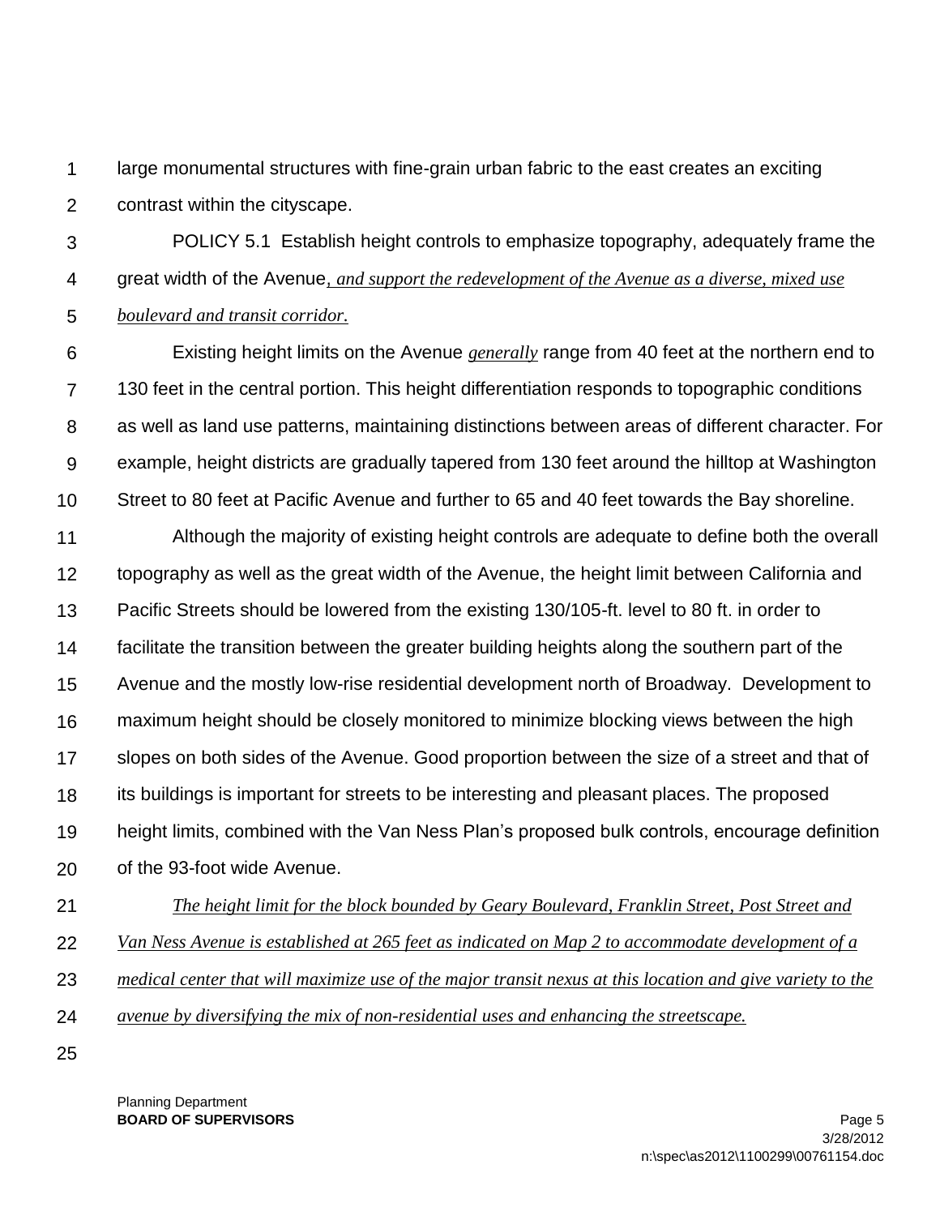large monumental structures with fine-grain urban fabric to the east creates an exciting contrast within the cityscape.

POLICY 5.1 Establish height controls to emphasize topography, adequately frame the great width of the Avenue*, and support the redevelopment of the Avenue as a diverse, mixed use boulevard and transit corridor.*

Existing height limits on the Avenue *generally* range from 40 feet at the northern end to 130 feet in the central portion. This height differentiation responds to topographic conditions as well as land use patterns, maintaining distinctions between areas of different character. For example, height districts are gradually tapered from 130 feet around the hilltop at Washington Street to 80 feet at Pacific Avenue and further to 65 and 40 feet towards the Bay shoreline.

Although the majority of existing height controls are adequate to define both the overall topography as well as the great width of the Avenue, the height limit between California and Pacific Streets should be lowered from the existing 130/105-ft. level to 80 ft. in order to facilitate the transition between the greater building heights along the southern part of the Avenue and the mostly low-rise residential development north of Broadway. Development to maximum height should be closely monitored to minimize blocking views between the high slopes on both sides of the Avenue. Good proportion between the size of a street and that of its buildings is important for streets to be interesting and pleasant places. The proposed height limits, combined with the Van Ness Plan's proposed bulk controls, encourage definition of the 93-foot wide Avenue.

*The height limit for the block bounded by Geary Boulevard, Franklin Street, Post Street and Van Ness Avenue is established at 265 feet as indicated on Map 2 to accommodate development of a medical center that will maximize use of the major transit nexus at this location and give variety to the avenue by diversifying the mix of non-residential uses and enhancing the streetscape.*

Planning Department
**BOARD OF SUPERVISORS**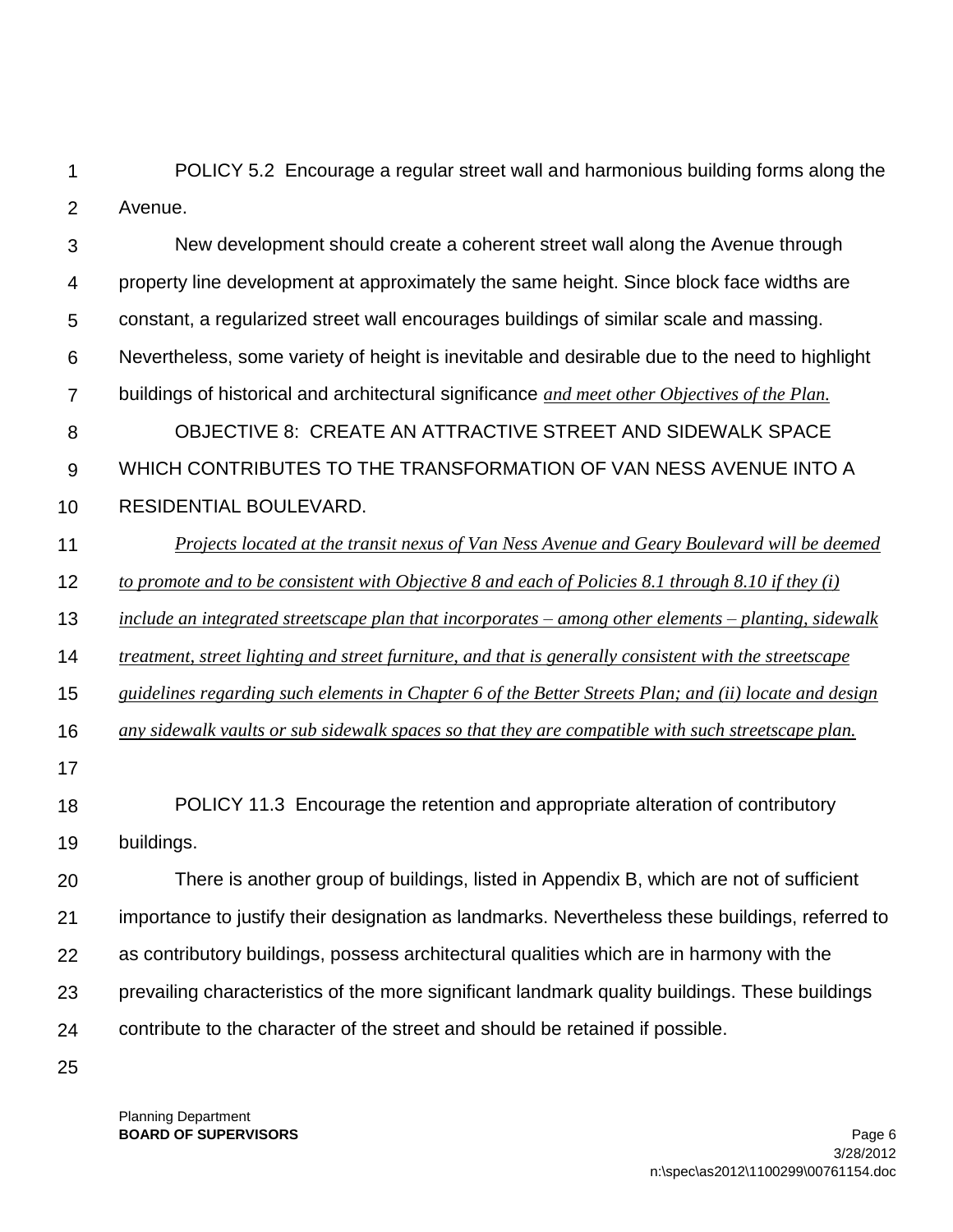POLICY 5.2 Encourage a regular street wall and harmonious building forms along the Avenue.

New development should create a coherent street wall along the Avenue through property line development at approximately the same height. Since block face widths are constant, a regularized street wall encourages buildings of similar scale and massing. Nevertheless, some variety of height is inevitable and desirable due to the need to highlight buildings of historical and architectural significance *<u>and meet other Objectives of the Plan.</u>*

OBJECTIVE 8: CREATE AN ATTRACTIVE STREET AND SIDEWALK SPACE WHICH CONTRIBUTES TO THE TRANSFORMATION OF VAN NESS AVENUE INTO A RESIDENTIAL BOULEVARD.

*<u>Projects located at the transit nexus of Van Ness Avenue and Geary Boulevard will be deemed to promote and to be consistent with Objective 8 and each of Policies 8.1 through 8.10 if they (i) include an integrated streetscape plan that incorporates – among other elements – planting, sidewalk treatment, street lighting and street furniture, and that is generally consistent with the streetscape guidelines regarding such elements in Chapter 6 of the Better Streets Plan; and (ii) locate and design any sidewalk vaults or sub sidewalk spaces so that they are compatible with such streetscape plan.</u>*

POLICY 11.3 Encourage the retention and appropriate alteration of contributory buildings.

There is another group of buildings, listed in Appendix B, which are not of sufficient importance to justify their designation as landmarks. Nevertheless these buildings, referred to as contributory buildings, possess architectural qualities which are in harmony with the prevailing characteristics of the more significant landmark quality buildings. These buildings contribute to the character of the street and should be retained if possible.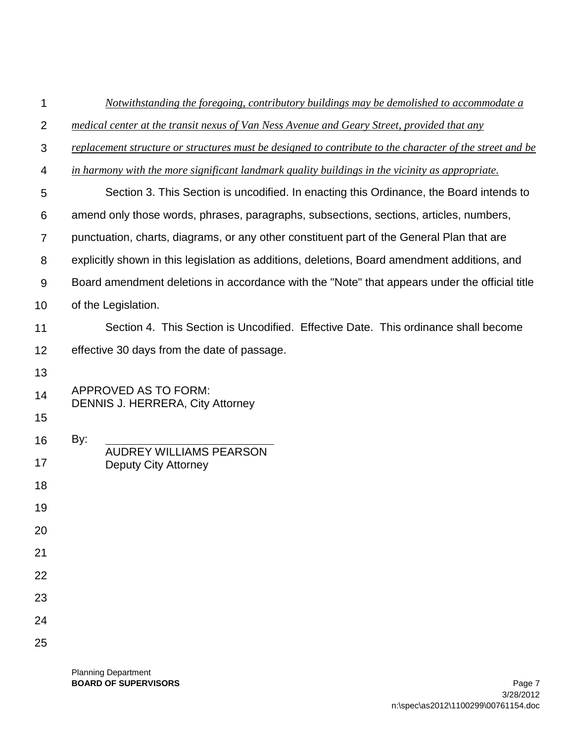*Notwithstanding the foregoing, contributory buildings may be demolished to accommodate a medical center at the transit nexus of Van Ness Avenue and Geary Street, provided that any replacement structure or structures must be designed to contribute to the character of the street and be in harmony with the more significant landmark quality buildings in the vicinity as appropriate.*

Section 3. This Section is uncodified. In enacting this Ordinance, the Board intends to amend only those words, phrases, paragraphs, subsections, sections, articles, numbers, punctuation, charts, diagrams, or any other constituent part of the General Plan that are explicitly shown in this legislation as additions, deletions, Board amendment additions, and Board amendment deletions in accordance with the "Note" that appears under the official title of the Legislation.

Section 4. This Section is Uncodified. Effective Date. This ordinance shall become effective 30 days from the date of passage.

APPROVED AS TO FORM:
DENNIS J. HERRERA, City Attorney

By: ____________________________
AUDREY WILLIAMS PEARSON
Deputy City Attorney

Planning Department
**BOARD OF SUPERVISORS**

3/28/2012
n:\spec\as2012\1100299\00761154.doc